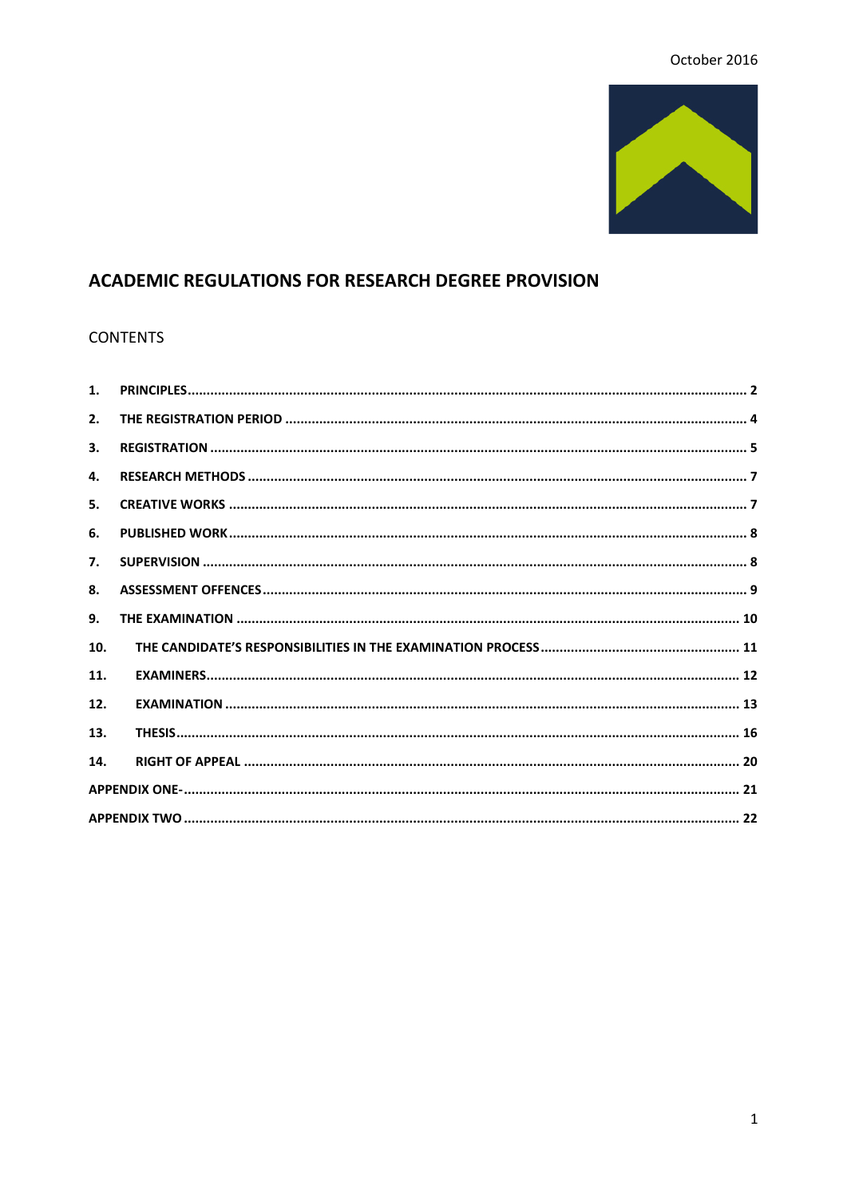October 2016

# ACADEMIC REGULATIONS FOR RESEARCH DEGREE PROVISION

## CONTENTS

1. PRINCIPLES ..... 2
2. THE REGISTRATION PERIOD ..... 4
3. REGISTRATION ..... 5
4. RESEARCH METHODS ..... 7
5. CREATIVE WORKS ..... 7
6. PUBLISHED WORK ..... 8
7. SUPERVISION ..... 8
8. ASSESSMENT OFFENCES ..... 9
9. THE EXAMINATION ..... 10
10. THE CANDIDATE'S RESPONSIBILITIES IN THE EXAMINATION PROCESS ..... 11
11. EXAMINERS ..... 12
12. EXAMINATION ..... 13
13. THESIS ..... 16
14. RIGHT OF APPEAL ..... 20

APPENDIX ONE- ..... 21

APPENDIX TWO ..... 22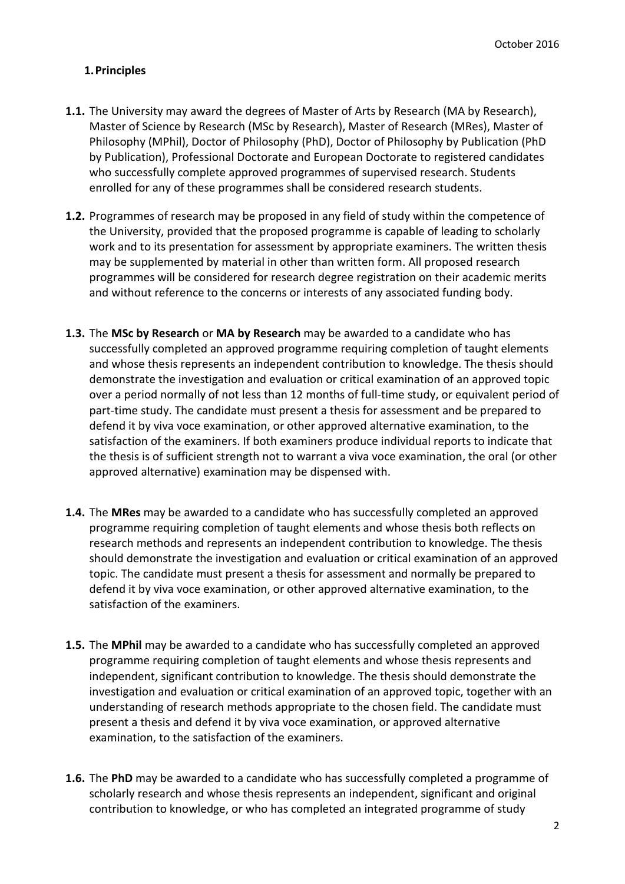## 1. Principles

**1.1.** The University may award the degrees of Master of Arts by Research (MA by Research), Master of Science by Research (MSc by Research), Master of Research (MRes), Master of Philosophy (MPhil), Doctor of Philosophy (PhD), Doctor of Philosophy by Publication (PhD by Publication), Professional Doctorate and European Doctorate to registered candidates who successfully complete approved programmes of supervised research. Students enrolled for any of these programmes shall be considered research students.

**1.2.** Programmes of research may be proposed in any field of study within the competence of the University, provided that the proposed programme is capable of leading to scholarly work and to its presentation for assessment by appropriate examiners. The written thesis may be supplemented by material in other than written form. All proposed research programmes will be considered for research degree registration on their academic merits and without reference to the concerns or interests of any associated funding body.

**1.3.** The **MSc by Research** or **MA by Research** may be awarded to a candidate who has successfully completed an approved programme requiring completion of taught elements and whose thesis represents an independent contribution to knowledge. The thesis should demonstrate the investigation and evaluation or critical examination of an approved topic over a period normally of not less than 12 months of full-time study, or equivalent period of part-time study. The candidate must present a thesis for assessment and be prepared to defend it by viva voce examination, or other approved alternative examination, to the satisfaction of the examiners. If both examiners produce individual reports to indicate that the thesis is of sufficient strength not to warrant a viva voce examination, the oral (or other approved alternative) examination may be dispensed with.

**1.4.** The **MRes** may be awarded to a candidate who has successfully completed an approved programme requiring completion of taught elements and whose thesis both reflects on research methods and represents an independent contribution to knowledge. The thesis should demonstrate the investigation and evaluation or critical examination of an approved topic. The candidate must present a thesis for assessment and normally be prepared to defend it by viva voce examination, or other approved alternative examination, to the satisfaction of the examiners.

**1.5.** The **MPhil** may be awarded to a candidate who has successfully completed an approved programme requiring completion of taught elements and whose thesis represents and independent, significant contribution to knowledge. The thesis should demonstrate the investigation and evaluation or critical examination of an approved topic, together with an understanding of research methods appropriate to the chosen field. The candidate must present a thesis and defend it by viva voce examination, or approved alternative examination, to the satisfaction of the examiners.

**1.6.** The **PhD** may be awarded to a candidate who has successfully completed a programme of scholarly research and whose thesis represents an independent, significant and original contribution to knowledge, or who has completed an integrated programme of study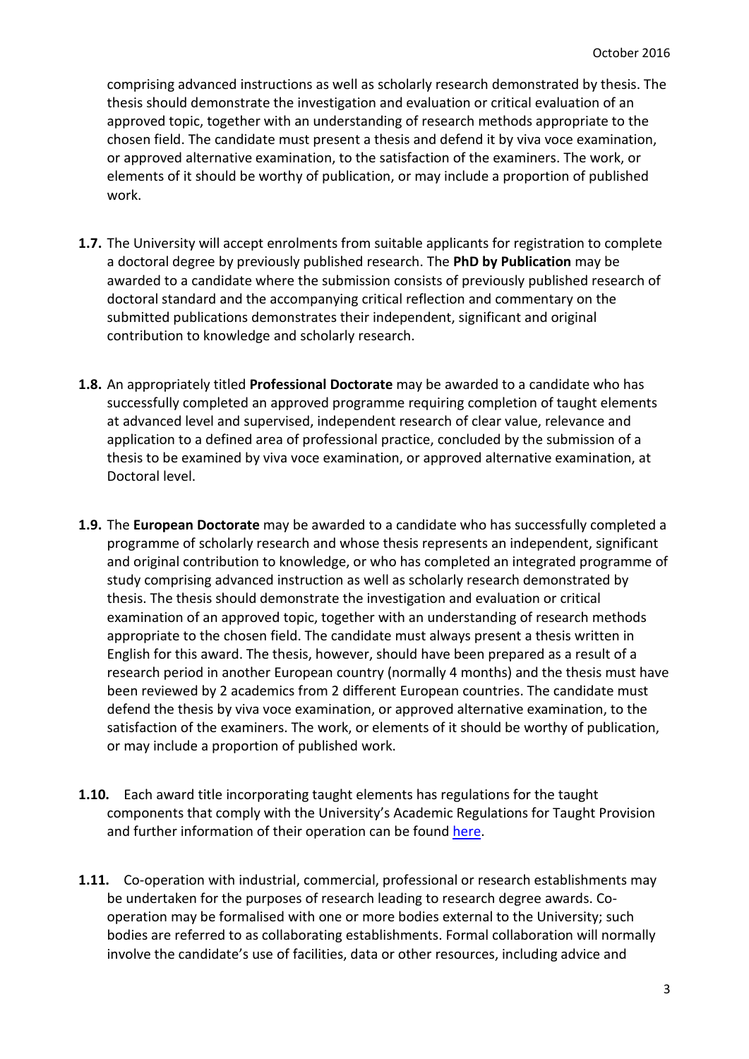comprising advanced instructions as well as scholarly research demonstrated by thesis. The thesis should demonstrate the investigation and evaluation or critical evaluation of an approved topic, together with an understanding of research methods appropriate to the chosen field. The candidate must present a thesis and defend it by viva voce examination, or approved alternative examination, to the satisfaction of the examiners. The work, or elements of it should be worthy of publication, or may include a proportion of published work.

**1.7.** The University will accept enrolments from suitable applicants for registration to complete a doctoral degree by previously published research. The **PhD by Publication** may be awarded to a candidate where the submission consists of previously published research of doctoral standard and the accompanying critical reflection and commentary on the submitted publications demonstrates their independent, significant and original contribution to knowledge and scholarly research.

**1.8.** An appropriately titled **Professional Doctorate** may be awarded to a candidate who has successfully completed an approved programme requiring completion of taught elements at advanced level and supervised, independent research of clear value, relevance and application to a defined area of professional practice, concluded by the submission of a thesis to be examined by viva voce examination, or approved alternative examination, at Doctoral level.

**1.9.** The **European Doctorate** may be awarded to a candidate who has successfully completed a programme of scholarly research and whose thesis represents an independent, significant and original contribution to knowledge, or who has completed an integrated programme of study comprising advanced instruction as well as scholarly research demonstrated by thesis. The thesis should demonstrate the investigation and evaluation or critical examination of an approved topic, together with an understanding of research methods appropriate to the chosen field. The candidate must always present a thesis written in English for this award. The thesis, however, should have been prepared as a result of a research period in another European country (normally 4 months) and the thesis must have been reviewed by 2 academics from 2 different European countries. The candidate must defend the thesis by viva voce examination, or approved alternative examination, to the satisfaction of the examiners. The work, or elements of it should be worthy of publication, or may include a proportion of published work.

**1.10.** Each award title incorporating taught elements has regulations for the taught components that comply with the University's Academic Regulations for Taught Provision and further information of their operation can be found here.

**1.11.** Co-operation with industrial, commercial, professional or research establishments may be undertaken for the purposes of research leading to research degree awards. Co-operation may be formalised with one or more bodies external to the University; such bodies are referred to as collaborating establishments. Formal collaboration will normally involve the candidate's use of facilities, data or other resources, including advice and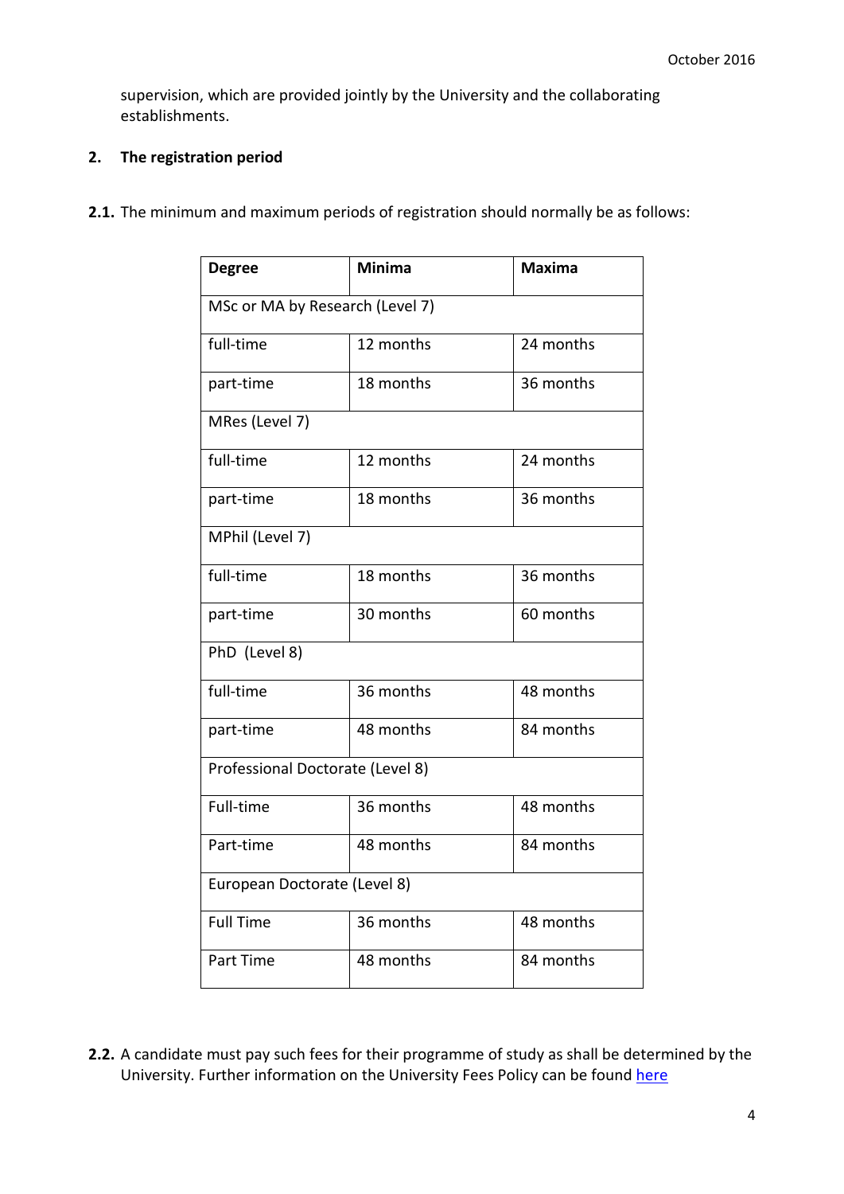supervision, which are provided jointly by the University and the collaborating establishments.

## 2. The registration period

**2.1.** The minimum and maximum periods of registration should normally be as follows:

| Degree | Minima | Maxima |
|---|---|---|
| MSc or MA by Research (Level 7) | | |
| full-time | 12 months | 24 months |
| part-time | 18 months | 36 months |
| MRes (Level 7) | | |
| full-time | 12 months | 24 months |
| part-time | 18 months | 36 months |
| MPhil (Level 7) | | |
| full-time | 18 months | 36 months |
| part-time | 30 months | 60 months |
| PhD (Level 8) | | |
| full-time | 36 months | 48 months |
| part-time | 48 months | 84 months |
| Professional Doctorate (Level 8) | | |
| Full-time | 36 months | 48 months |
| Part-time | 48 months | 84 months |
| European Doctorate (Level 8) | | |
| Full Time | 36 months | 48 months |
| Part Time | 48 months | 84 months |

**2.2.** A candidate must pay such fees for their programme of study as shall be determined by the University. Further information on the University Fees Policy can be found here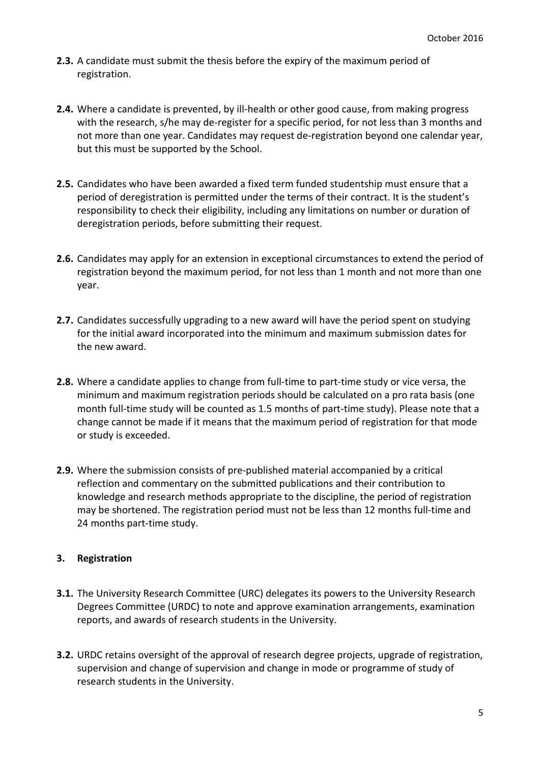**2.3.** A candidate must submit the thesis before the expiry of the maximum period of registration.

**2.4.** Where a candidate is prevented, by ill-health or other good cause, from making progress with the research, s/he may de-register for a specific period, for not less than 3 months and not more than one year. Candidates may request de-registration beyond one calendar year, but this must be supported by the School.

**2.5.** Candidates who have been awarded a fixed term funded studentship must ensure that a period of deregistration is permitted under the terms of their contract. It is the student's responsibility to check their eligibility, including any limitations on number or duration of deregistration periods, before submitting their request.

**2.6.** Candidates may apply for an extension in exceptional circumstances to extend the period of registration beyond the maximum period, for not less than 1 month and not more than one year.

**2.7.** Candidates successfully upgrading to a new award will have the period spent on studying for the initial award incorporated into the minimum and maximum submission dates for the new award.

**2.8.** Where a candidate applies to change from full-time to part-time study or vice versa, the minimum and maximum registration periods should be calculated on a pro rata basis (one month full-time study will be counted as 1.5 months of part-time study). Please note that a change cannot be made if it means that the maximum period of registration for that mode or study is exceeded.

**2.9.** Where the submission consists of pre-published material accompanied by a critical reflection and commentary on the submitted publications and their contribution to knowledge and research methods appropriate to the discipline, the period of registration may be shortened. The registration period must not be less than 12 months full-time and 24 months part-time study.

## 3. Registration

**3.1.** The University Research Committee (URC) delegates its powers to the University Research Degrees Committee (URDC) to note and approve examination arrangements, examination reports, and awards of research students in the University.

**3.2.** URDC retains oversight of the approval of research degree projects, upgrade of registration, supervision and change of supervision and change in mode or programme of study of research students in the University.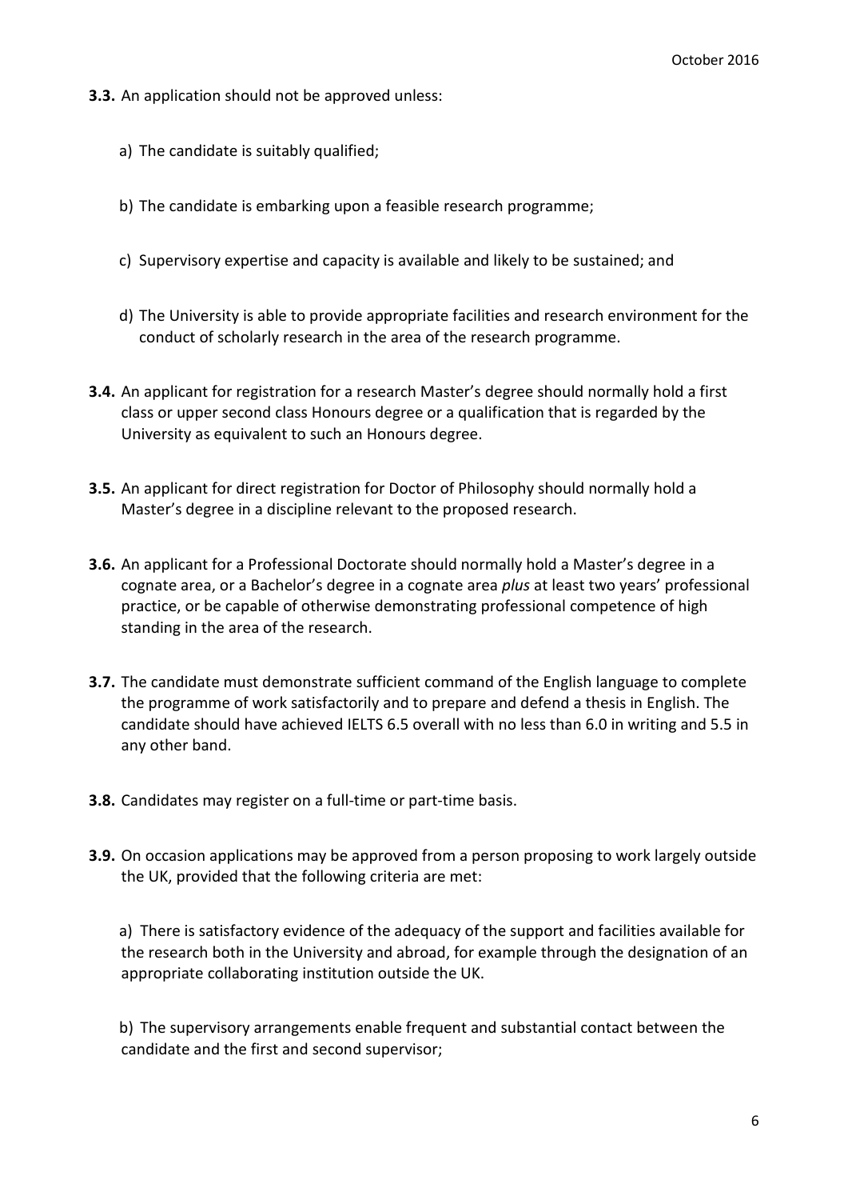**3.3.** An application should not be approved unless:

a) The candidate is suitably qualified;

b) The candidate is embarking upon a feasible research programme;

c) Supervisory expertise and capacity is available and likely to be sustained; and

d) The University is able to provide appropriate facilities and research environment for the conduct of scholarly research in the area of the research programme.

**3.4.** An applicant for registration for a research Master's degree should normally hold a first class or upper second class Honours degree or a qualification that is regarded by the University as equivalent to such an Honours degree.

**3.5.** An applicant for direct registration for Doctor of Philosophy should normally hold a Master's degree in a discipline relevant to the proposed research.

**3.6.** An applicant for a Professional Doctorate should normally hold a Master's degree in a cognate area, or a Bachelor's degree in a cognate area *plus* at least two years' professional practice, or be capable of otherwise demonstrating professional competence of high standing in the area of the research.

**3.7.** The candidate must demonstrate sufficient command of the English language to complete the programme of work satisfactorily and to prepare and defend a thesis in English. The candidate should have achieved IELTS 6.5 overall with no less than 6.0 in writing and 5.5 in any other band.

**3.8.** Candidates may register on a full-time or part-time basis.

**3.9.** On occasion applications may be approved from a person proposing to work largely outside the UK, provided that the following criteria are met:

a) There is satisfactory evidence of the adequacy of the support and facilities available for the research both in the University and abroad, for example through the designation of an appropriate collaborating institution outside the UK.

b) The supervisory arrangements enable frequent and substantial contact between the candidate and the first and second supervisor;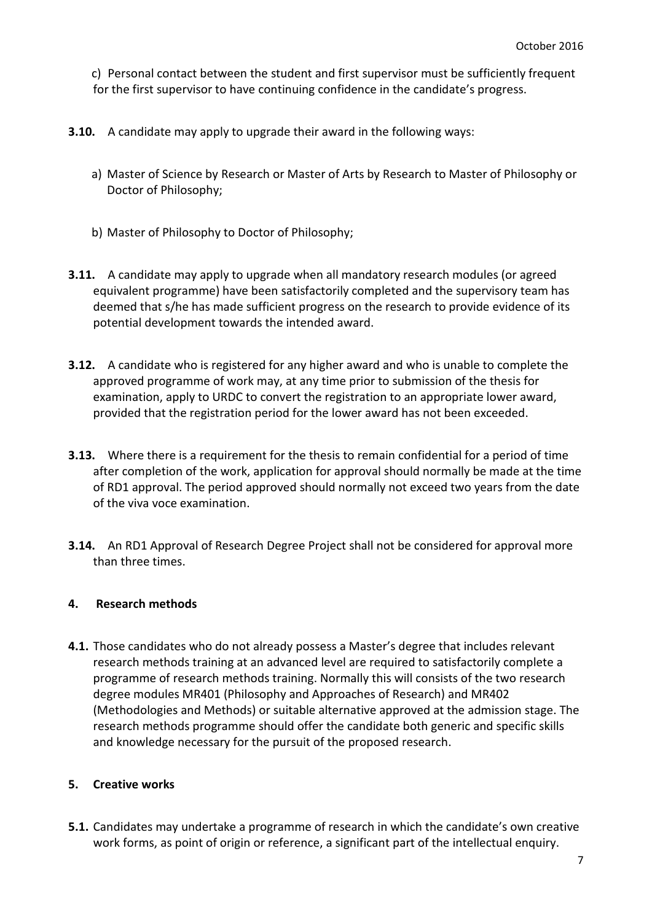c) Personal contact between the student and first supervisor must be sufficiently frequent for the first supervisor to have continuing confidence in the candidate's progress.

**3.10.** A candidate may apply to upgrade their award in the following ways:

a) Master of Science by Research or Master of Arts by Research to Master of Philosophy or Doctor of Philosophy;

b) Master of Philosophy to Doctor of Philosophy;

**3.11.** A candidate may apply to upgrade when all mandatory research modules (or agreed equivalent programme) have been satisfactorily completed and the supervisory team has deemed that s/he has made sufficient progress on the research to provide evidence of its potential development towards the intended award.

**3.12.** A candidate who is registered for any higher award and who is unable to complete the approved programme of work may, at any time prior to submission of the thesis for examination, apply to URDC to convert the registration to an appropriate lower award, provided that the registration period for the lower award has not been exceeded.

**3.13.** Where there is a requirement for the thesis to remain confidential for a period of time after completion of the work, application for approval should normally be made at the time of RD1 approval. The period approved should normally not exceed two years from the date of the viva voce examination.

**3.14.** An RD1 Approval of Research Degree Project shall not be considered for approval more than three times.

## 4. Research methods

**4.1.** Those candidates who do not already possess a Master's degree that includes relevant research methods training at an advanced level are required to satisfactorily complete a programme of research methods training. Normally this will consists of the two research degree modules MR401 (Philosophy and Approaches of Research) and MR402 (Methodologies and Methods) or suitable alternative approved at the admission stage. The research methods programme should offer the candidate both generic and specific skills and knowledge necessary for the pursuit of the proposed research.

## 5. Creative works

**5.1.** Candidates may undertake a programme of research in which the candidate's own creative work forms, as point of origin or reference, a significant part of the intellectual enquiry.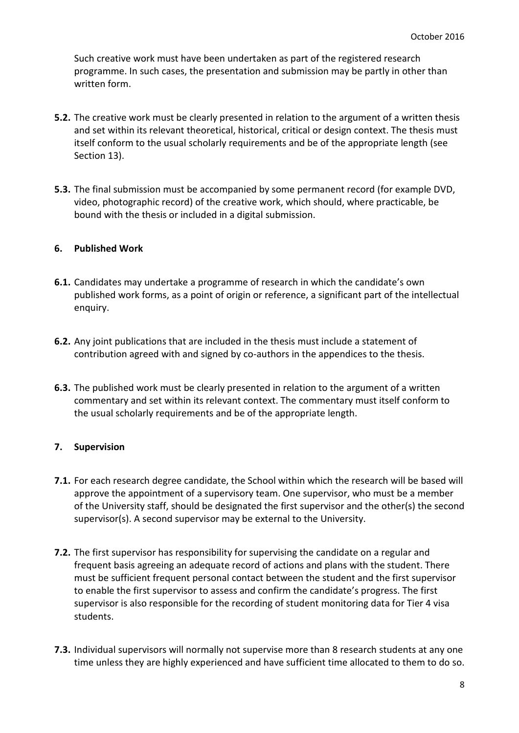Such creative work must have been undertaken as part of the registered research programme. In such cases, the presentation and submission may be partly in other than written form.

**5.2.** The creative work must be clearly presented in relation to the argument of a written thesis and set within its relevant theoretical, historical, critical or design context. The thesis must itself conform to the usual scholarly requirements and be of the appropriate length (see Section 13).

**5.3.** The final submission must be accompanied by some permanent record (for example DVD, video, photographic record) of the creative work, which should, where practicable, be bound with the thesis or included in a digital submission.

## 6. Published Work

**6.1.** Candidates may undertake a programme of research in which the candidate's own published work forms, as a point of origin or reference, a significant part of the intellectual enquiry.

**6.2.** Any joint publications that are included in the thesis must include a statement of contribution agreed with and signed by co-authors in the appendices to the thesis.

**6.3.** The published work must be clearly presented in relation to the argument of a written commentary and set within its relevant context. The commentary must itself conform to the usual scholarly requirements and be of the appropriate length.

## 7. Supervision

**7.1.** For each research degree candidate, the School within which the research will be based will approve the appointment of a supervisory team. One supervisor, who must be a member of the University staff, should be designated the first supervisor and the other(s) the second supervisor(s). A second supervisor may be external to the University.

**7.2.** The first supervisor has responsibility for supervising the candidate on a regular and frequent basis agreeing an adequate record of actions and plans with the student. There must be sufficient frequent personal contact between the student and the first supervisor to enable the first supervisor to assess and confirm the candidate's progress. The first supervisor is also responsible for the recording of student monitoring data for Tier 4 visa students.

**7.3.** Individual supervisors will normally not supervise more than 8 research students at any one time unless they are highly experienced and have sufficient time allocated to them to do so.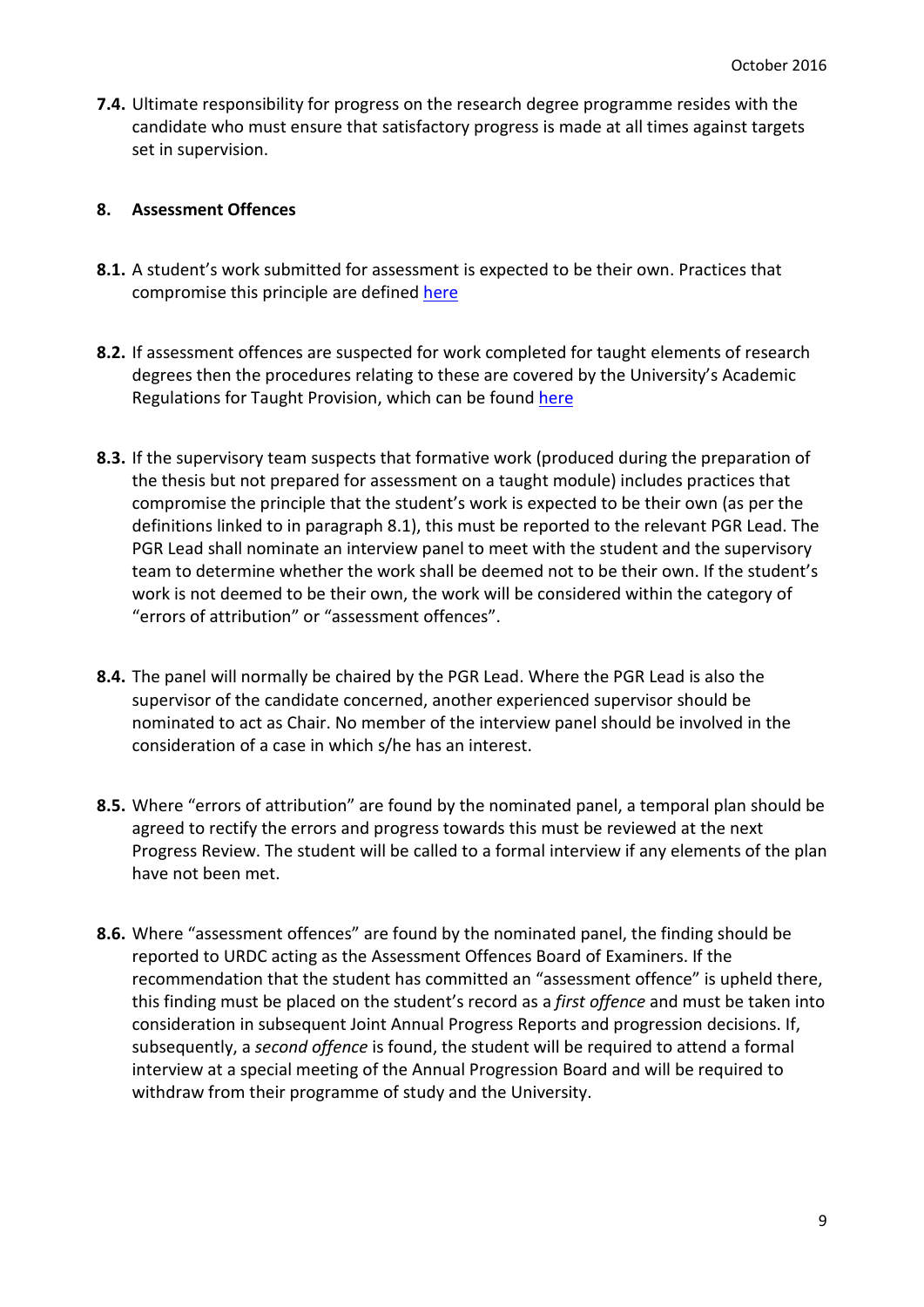**7.4.** Ultimate responsibility for progress on the research degree programme resides with the candidate who must ensure that satisfactory progress is made at all times against targets set in supervision.

## 8. Assessment Offences

**8.1.** A student's work submitted for assessment is expected to be their own. Practices that compromise this principle are defined here

**8.2.** If assessment offences are suspected for work completed for taught elements of research degrees then the procedures relating to these are covered by the University's Academic Regulations for Taught Provision, which can be found here

**8.3.** If the supervisory team suspects that formative work (produced during the preparation of the thesis but not prepared for assessment on a taught module) includes practices that compromise the principle that the student's work is expected to be their own (as per the definitions linked to in paragraph 8.1), this must be reported to the relevant PGR Lead. The PGR Lead shall nominate an interview panel to meet with the student and the supervisory team to determine whether the work shall be deemed not to be their own. If the student's work is not deemed to be their own, the work will be considered within the category of "errors of attribution" or "assessment offences".

**8.4.** The panel will normally be chaired by the PGR Lead. Where the PGR Lead is also the supervisor of the candidate concerned, another experienced supervisor should be nominated to act as Chair. No member of the interview panel should be involved in the consideration of a case in which s/he has an interest.

**8.5.** Where "errors of attribution" are found by the nominated panel, a temporal plan should be agreed to rectify the errors and progress towards this must be reviewed at the next Progress Review. The student will be called to a formal interview if any elements of the plan have not been met.

**8.6.** Where "assessment offences" are found by the nominated panel, the finding should be reported to URDC acting as the Assessment Offences Board of Examiners. If the recommendation that the student has committed an "assessment offence" is upheld there, this finding must be placed on the student's record as a *first offence* and must be taken into consideration in subsequent Joint Annual Progress Reports and progression decisions. If, subsequently, a *second offence* is found, the student will be required to attend a formal interview at a special meeting of the Annual Progression Board and will be required to withdraw from their programme of study and the University.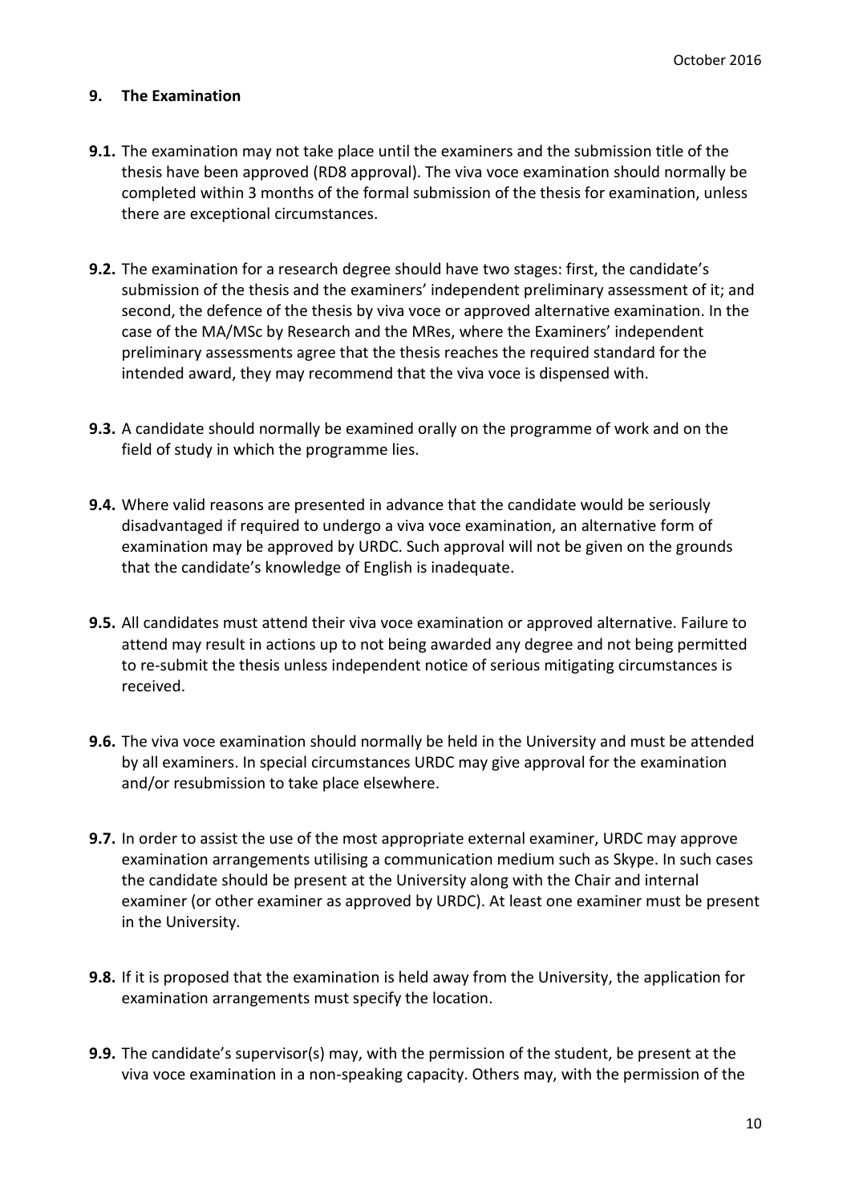## 9. The Examination

**9.1.** The examination may not take place until the examiners and the submission title of the thesis have been approved (RD8 approval). The viva voce examination should normally be completed within 3 months of the formal submission of the thesis for examination, unless there are exceptional circumstances.

**9.2.** The examination for a research degree should have two stages: first, the candidate's submission of the thesis and the examiners' independent preliminary assessment of it; and second, the defence of the thesis by viva voce or approved alternative examination. In the case of the MA/MSc by Research and the MRes, where the Examiners' independent preliminary assessments agree that the thesis reaches the required standard for the intended award, they may recommend that the viva voce is dispensed with.

**9.3.** A candidate should normally be examined orally on the programme of work and on the field of study in which the programme lies.

**9.4.** Where valid reasons are presented in advance that the candidate would be seriously disadvantaged if required to undergo a viva voce examination, an alternative form of examination may be approved by URDC. Such approval will not be given on the grounds that the candidate's knowledge of English is inadequate.

**9.5.** All candidates must attend their viva voce examination or approved alternative. Failure to attend may result in actions up to not being awarded any degree and not being permitted to re-submit the thesis unless independent notice of serious mitigating circumstances is received.

**9.6.** The viva voce examination should normally be held in the University and must be attended by all examiners. In special circumstances URDC may give approval for the examination and/or resubmission to take place elsewhere.

**9.7.** In order to assist the use of the most appropriate external examiner, URDC may approve examination arrangements utilising a communication medium such as Skype. In such cases the candidate should be present at the University along with the Chair and internal examiner (or other examiner as approved by URDC). At least one examiner must be present in the University.

**9.8.** If it is proposed that the examination is held away from the University, the application for examination arrangements must specify the location.

**9.9.** The candidate's supervisor(s) may, with the permission of the student, be present at the viva voce examination in a non-speaking capacity. Others may, with the permission of the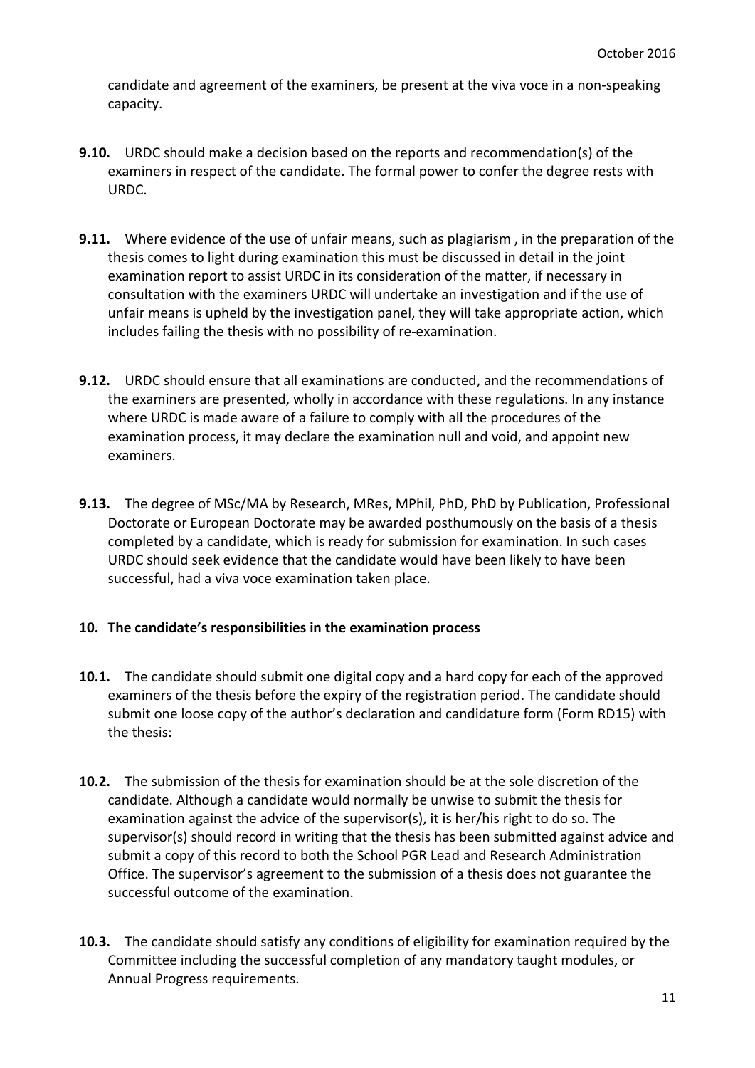candidate and agreement of the examiners, be present at the viva voce in a non-speaking capacity.

**9.10.** URDC should make a decision based on the reports and recommendation(s) of the examiners in respect of the candidate. The formal power to confer the degree rests with URDC.

**9.11.** Where evidence of the use of unfair means, such as plagiarism , in the preparation of the thesis comes to light during examination this must be discussed in detail in the joint examination report to assist URDC in its consideration of the matter, if necessary in consultation with the examiners URDC will undertake an investigation and if the use of unfair means is upheld by the investigation panel, they will take appropriate action, which includes failing the thesis with no possibility of re-examination.

**9.12.** URDC should ensure that all examinations are conducted, and the recommendations of the examiners are presented, wholly in accordance with these regulations. In any instance where URDC is made aware of a failure to comply with all the procedures of the examination process, it may declare the examination null and void, and appoint new examiners.

**9.13.** The degree of MSc/MA by Research, MRes, MPhil, PhD, PhD by Publication, Professional Doctorate or European Doctorate may be awarded posthumously on the basis of a thesis completed by a candidate, which is ready for submission for examination. In such cases URDC should seek evidence that the candidate would have been likely to have been successful, had a viva voce examination taken place.

## 10. The candidate's responsibilities in the examination process

**10.1.** The candidate should submit one digital copy and a hard copy for each of the approved examiners of the thesis before the expiry of the registration period. The candidate should submit one loose copy of the author's declaration and candidature form (Form RD15) with the thesis:

**10.2.** The submission of the thesis for examination should be at the sole discretion of the candidate. Although a candidate would normally be unwise to submit the thesis for examination against the advice of the supervisor(s), it is her/his right to do so. The supervisor(s) should record in writing that the thesis has been submitted against advice and submit a copy of this record to both the School PGR Lead and Research Administration Office. The supervisor's agreement to the submission of a thesis does not guarantee the successful outcome of the examination.

**10.3.** The candidate should satisfy any conditions of eligibility for examination required by the Committee including the successful completion of any mandatory taught modules, or Annual Progress requirements.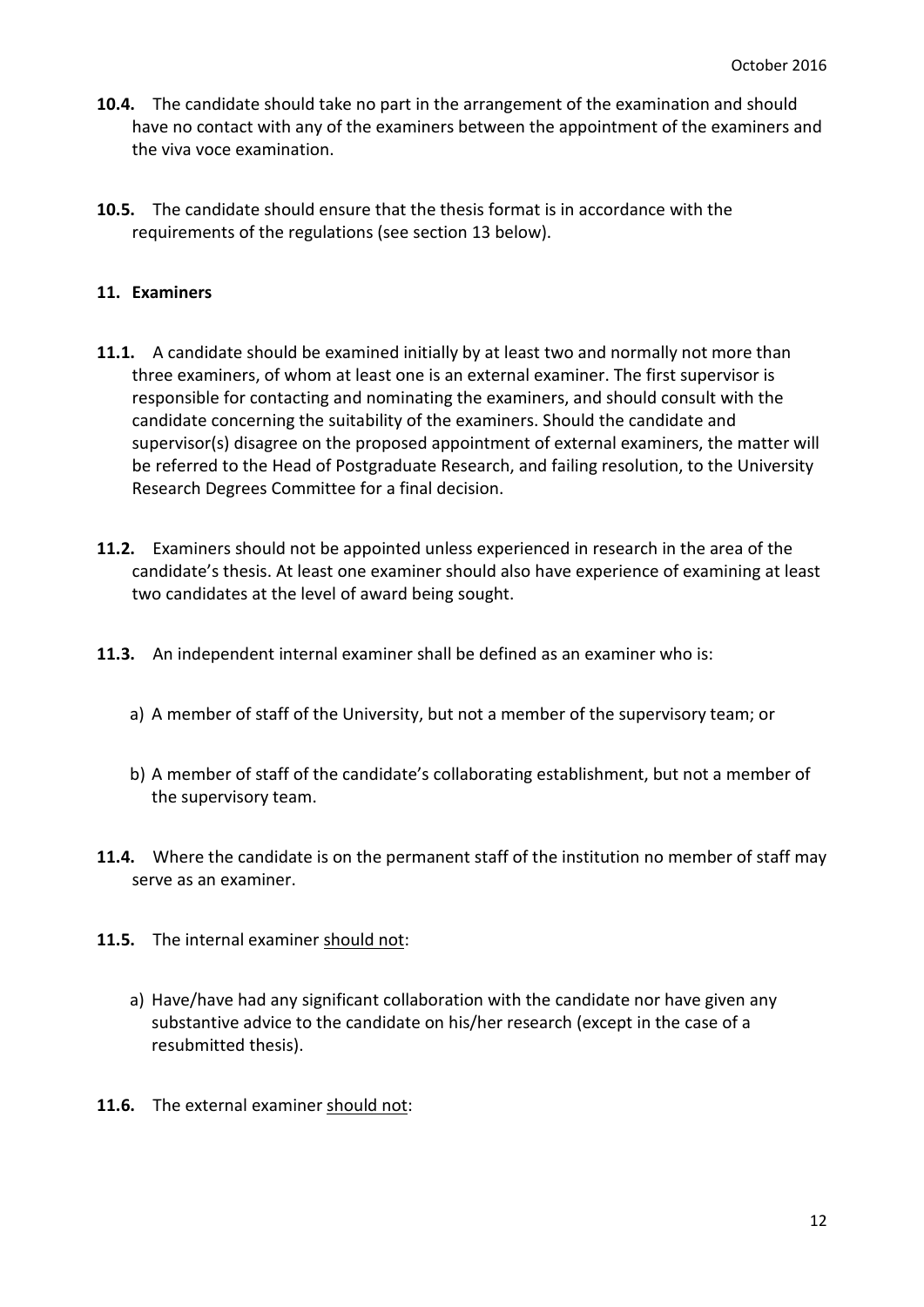**10.4.** The candidate should take no part in the arrangement of the examination and should have no contact with any of the examiners between the appointment of the examiners and the viva voce examination.

**10.5.** The candidate should ensure that the thesis format is in accordance with the requirements of the regulations (see section 13 below).

## 11. Examiners

**11.1.** A candidate should be examined initially by at least two and normally not more than three examiners, of whom at least one is an external examiner. The first supervisor is responsible for contacting and nominating the examiners, and should consult with the candidate concerning the suitability of the examiners. Should the candidate and supervisor(s) disagree on the proposed appointment of external examiners, the matter will be referred to the Head of Postgraduate Research, and failing resolution, to the University Research Degrees Committee for a final decision.

**11.2.** Examiners should not be appointed unless experienced in research in the area of the candidate's thesis. At least one examiner should also have experience of examining at least two candidates at the level of award being sought.

**11.3.** An independent internal examiner shall be defined as an examiner who is:

a) A member of staff of the University, but not a member of the supervisory team; or

b) A member of staff of the candidate's collaborating establishment, but not a member of the supervisory team.

**11.4.** Where the candidate is on the permanent staff of the institution no member of staff may serve as an examiner.

**11.5.** The internal examiner <u>should not</u>:

a) Have/have had any significant collaboration with the candidate nor have given any substantive advice to the candidate on his/her research (except in the case of a resubmitted thesis).

**11.6.** The external examiner <u>should not</u>: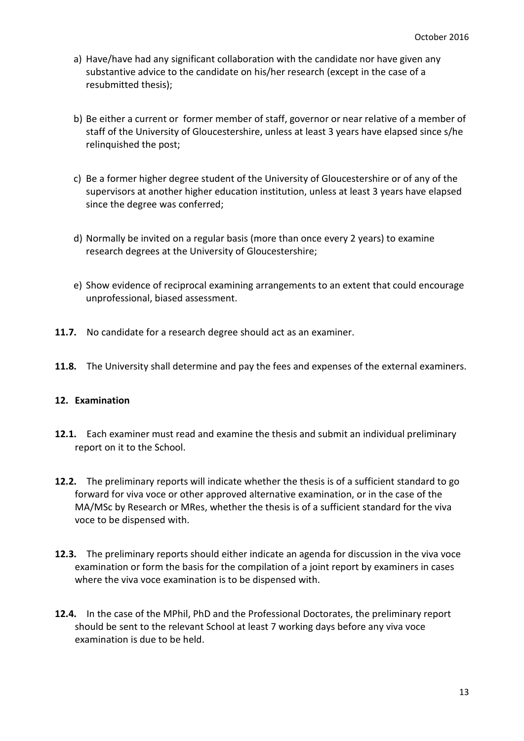a) Have/have had any significant collaboration with the candidate nor have given any substantive advice to the candidate on his/her research (except in the case of a resubmitted thesis);

b) Be either a current or former member of staff, governor or near relative of a member of staff of the University of Gloucestershire, unless at least 3 years have elapsed since s/he relinquished the post;

c) Be a former higher degree student of the University of Gloucestershire or of any of the supervisors at another higher education institution, unless at least 3 years have elapsed since the degree was conferred;

d) Normally be invited on a regular basis (more than once every 2 years) to examine research degrees at the University of Gloucestershire;

e) Show evidence of reciprocal examining arrangements to an extent that could encourage unprofessional, biased assessment.

**11.7.** No candidate for a research degree should act as an examiner.

**11.8.** The University shall determine and pay the fees and expenses of the external examiners.

## 12. Examination

**12.1.** Each examiner must read and examine the thesis and submit an individual preliminary report on it to the School.

**12.2.** The preliminary reports will indicate whether the thesis is of a sufficient standard to go forward for viva voce or other approved alternative examination, or in the case of the MA/MSc by Research or MRes, whether the thesis is of a sufficient standard for the viva voce to be dispensed with.

**12.3.** The preliminary reports should either indicate an agenda for discussion in the viva voce examination or form the basis for the compilation of a joint report by examiners in cases where the viva voce examination is to be dispensed with.

**12.4.** In the case of the MPhil, PhD and the Professional Doctorates, the preliminary report should be sent to the relevant School at least 7 working days before any viva voce examination is due to be held.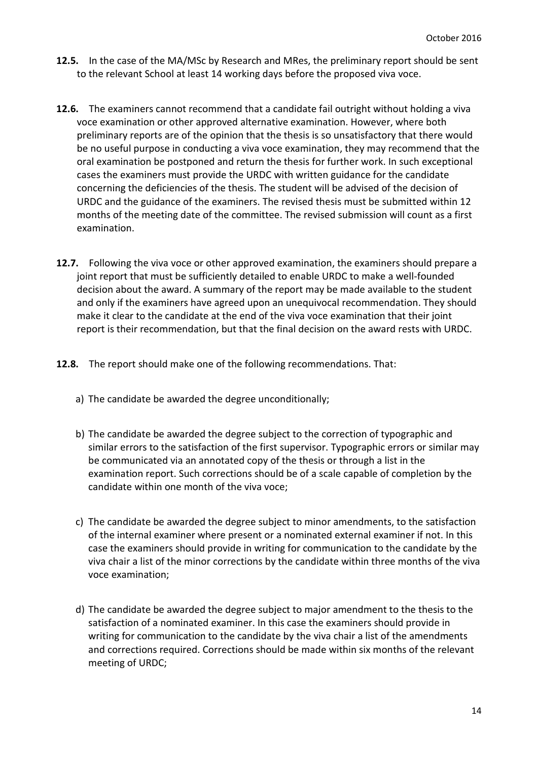**12.5.** In the case of the MA/MSc by Research and MRes, the preliminary report should be sent to the relevant School at least 14 working days before the proposed viva voce.

**12.6.** The examiners cannot recommend that a candidate fail outright without holding a viva voce examination or other approved alternative examination. However, where both preliminary reports are of the opinion that the thesis is so unsatisfactory that there would be no useful purpose in conducting a viva voce examination, they may recommend that the oral examination be postponed and return the thesis for further work. In such exceptional cases the examiners must provide the URDC with written guidance for the candidate concerning the deficiencies of the thesis. The student will be advised of the decision of URDC and the guidance of the examiners. The revised thesis must be submitted within 12 months of the meeting date of the committee. The revised submission will count as a first examination.

**12.7.** Following the viva voce or other approved examination, the examiners should prepare a joint report that must be sufficiently detailed to enable URDC to make a well-founded decision about the award. A summary of the report may be made available to the student and only if the examiners have agreed upon an unequivocal recommendation. They should make it clear to the candidate at the end of the viva voce examination that their joint report is their recommendation, but that the final decision on the award rests with URDC.

**12.8.** The report should make one of the following recommendations. That:

a) The candidate be awarded the degree unconditionally;

b) The candidate be awarded the degree subject to the correction of typographic and similar errors to the satisfaction of the first supervisor. Typographic errors or similar may be communicated via an annotated copy of the thesis or through a list in the examination report. Such corrections should be of a scale capable of completion by the candidate within one month of the viva voce;

c) The candidate be awarded the degree subject to minor amendments, to the satisfaction of the internal examiner where present or a nominated external examiner if not. In this case the examiners should provide in writing for communication to the candidate by the viva chair a list of the minor corrections by the candidate within three months of the viva voce examination;

d) The candidate be awarded the degree subject to major amendment to the thesis to the satisfaction of a nominated examiner. In this case the examiners should provide in writing for communication to the candidate by the viva chair a list of the amendments and corrections required. Corrections should be made within six months of the relevant meeting of URDC;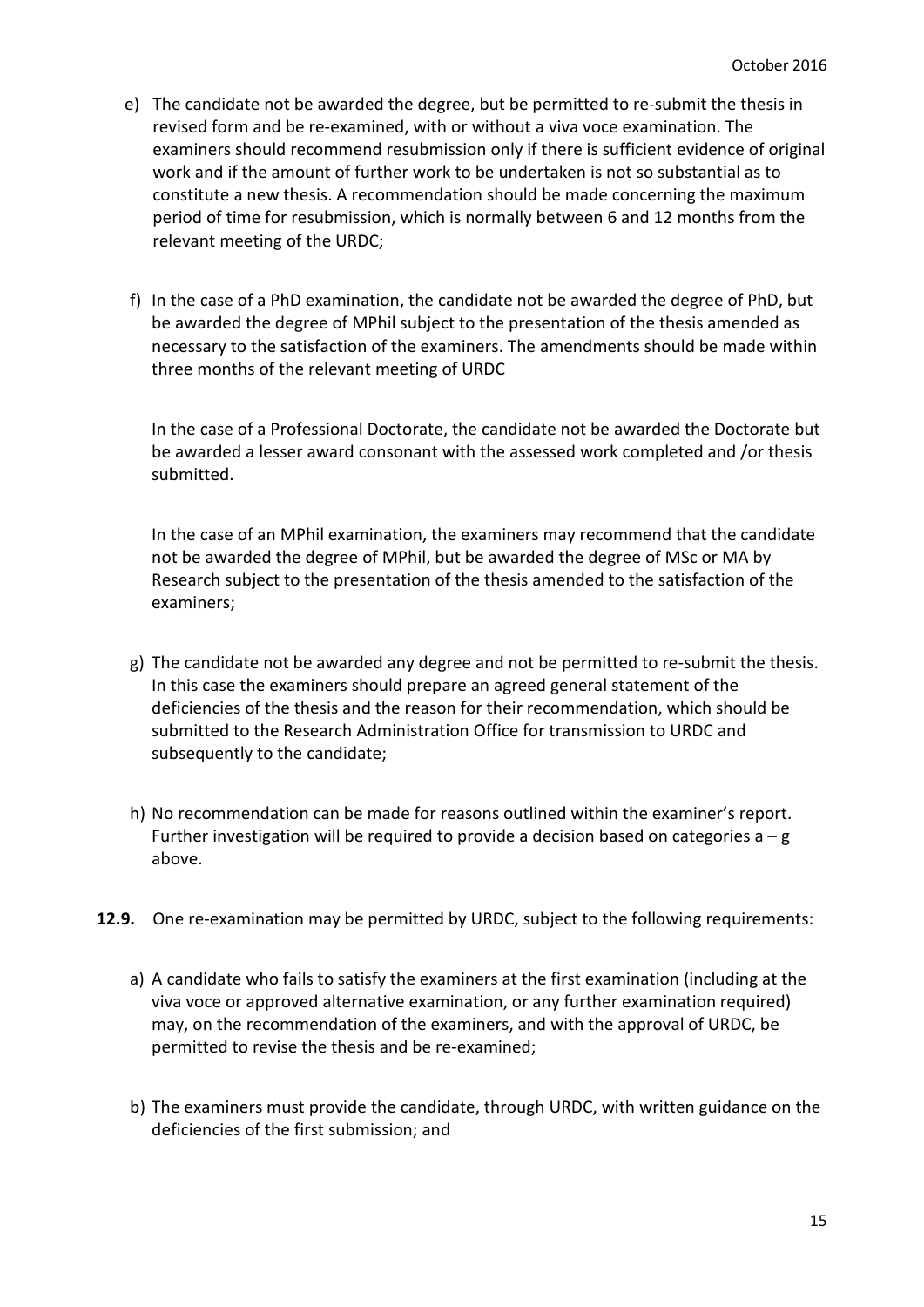e) The candidate not be awarded the degree, but be permitted to re-submit the thesis in revised form and be re-examined, with or without a viva voce examination. The examiners should recommend resubmission only if there is sufficient evidence of original work and if the amount of further work to be undertaken is not so substantial as to constitute a new thesis. A recommendation should be made concerning the maximum period of time for resubmission, which is normally between 6 and 12 months from the relevant meeting of the URDC;

f) In the case of a PhD examination, the candidate not be awarded the degree of PhD, but be awarded the degree of MPhil subject to the presentation of the thesis amended as necessary to the satisfaction of the examiners. The amendments should be made within three months of the relevant meeting of URDC

   In the case of a Professional Doctorate, the candidate not be awarded the Doctorate but be awarded a lesser award consonant with the assessed work completed and /or thesis submitted.

   In the case of an MPhil examination, the examiners may recommend that the candidate not be awarded the degree of MPhil, but be awarded the degree of MSc or MA by Research subject to the presentation of the thesis amended to the satisfaction of the examiners;

g) The candidate not be awarded any degree and not be permitted to re-submit the thesis. In this case the examiners should prepare an agreed general statement of the deficiencies of the thesis and the reason for their recommendation, which should be submitted to the Research Administration Office for transmission to URDC and subsequently to the candidate;

h) No recommendation can be made for reasons outlined within the examiner's report. Further investigation will be required to provide a decision based on categories a – g above.

**12.9.** One re-examination may be permitted by URDC, subject to the following requirements:

a) A candidate who fails to satisfy the examiners at the first examination (including at the viva voce or approved alternative examination, or any further examination required) may, on the recommendation of the examiners, and with the approval of URDC, be permitted to revise the thesis and be re-examined;

b) The examiners must provide the candidate, through URDC, with written guidance on the deficiencies of the first submission; and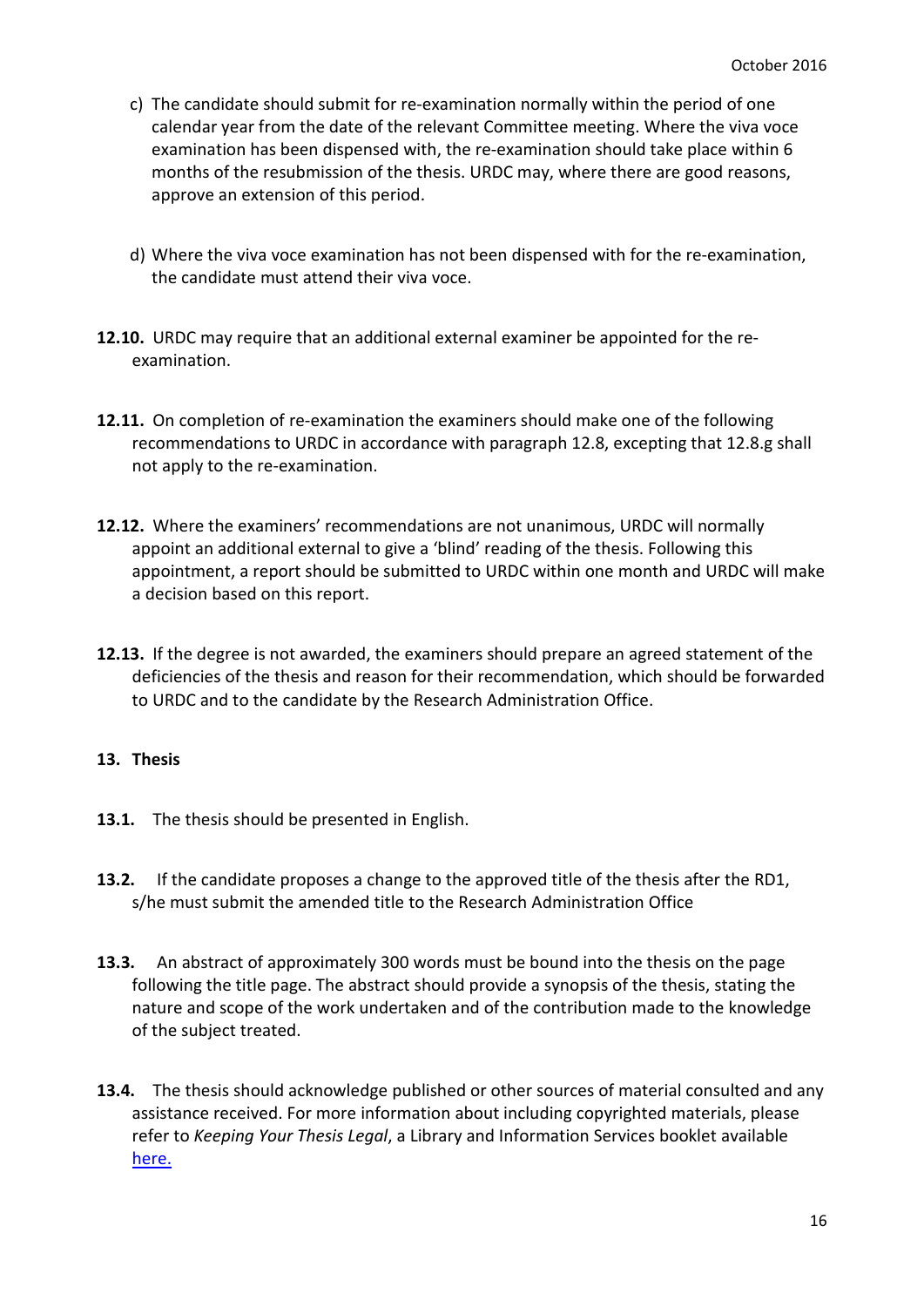c) The candidate should submit for re-examination normally within the period of one calendar year from the date of the relevant Committee meeting. Where the viva voce examination has been dispensed with, the re-examination should take place within 6 months of the resubmission of the thesis. URDC may, where there are good reasons, approve an extension of this period.

d) Where the viva voce examination has not been dispensed with for the re-examination, the candidate must attend their viva voce.

**12.10.** URDC may require that an additional external examiner be appointed for the re-examination.

**12.11.** On completion of re-examination the examiners should make one of the following recommendations to URDC in accordance with paragraph 12.8, excepting that 12.8.g shall not apply to the re-examination.

**12.12.** Where the examiners' recommendations are not unanimous, URDC will normally appoint an additional external to give a 'blind' reading of the thesis. Following this appointment, a report should be submitted to URDC within one month and URDC will make a decision based on this report.

**12.13.** If the degree is not awarded, the examiners should prepare an agreed statement of the deficiencies of the thesis and reason for their recommendation, which should be forwarded to URDC and to the candidate by the Research Administration Office.

## 13. Thesis

**13.1.** The thesis should be presented in English.

**13.2.** If the candidate proposes a change to the approved title of the thesis after the RD1, s/he must submit the amended title to the Research Administration Office

**13.3.** An abstract of approximately 300 words must be bound into the thesis on the page following the title page. The abstract should provide a synopsis of the thesis, stating the nature and scope of the work undertaken and of the contribution made to the knowledge of the subject treated.

**13.4.** The thesis should acknowledge published or other sources of material consulted and any assistance received. For more information about including copyrighted materials, please refer to *Keeping Your Thesis Legal*, a Library and Information Services booklet available here.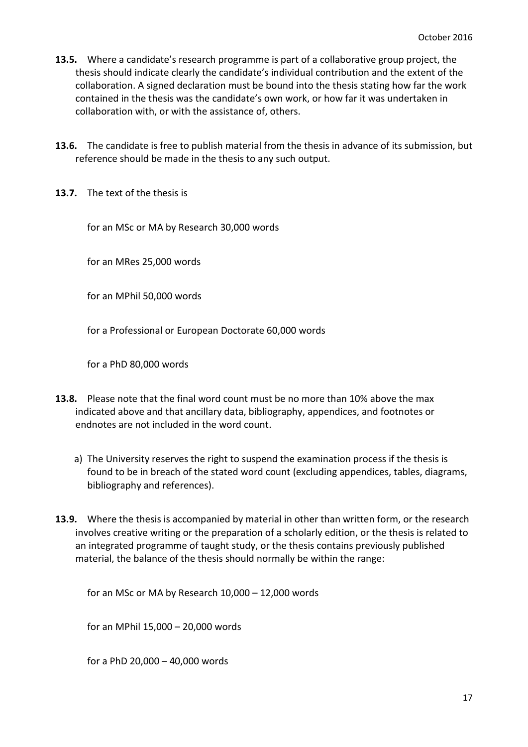**13.5.** Where a candidate's research programme is part of a collaborative group project, the thesis should indicate clearly the candidate's individual contribution and the extent of the collaboration. A signed declaration must be bound into the thesis stating how far the work contained in the thesis was the candidate's own work, or how far it was undertaken in collaboration with, or with the assistance of, others.

**13.6.** The candidate is free to publish material from the thesis in advance of its submission, but reference should be made in the thesis to any such output.

**13.7.** The text of the thesis is

for an MSc or MA by Research 30,000 words

for an MRes 25,000 words

for an MPhil 50,000 words

for a Professional or European Doctorate 60,000 words

for a PhD 80,000 words

**13.8.** Please note that the final word count must be no more than 10% above the max indicated above and that ancillary data, bibliography, appendices, and footnotes or endnotes are not included in the word count.

a) The University reserves the right to suspend the examination process if the thesis is found to be in breach of the stated word count (excluding appendices, tables, diagrams, bibliography and references).

**13.9.** Where the thesis is accompanied by material in other than written form, or the research involves creative writing or the preparation of a scholarly edition, or the thesis is related to an integrated programme of taught study, or the thesis contains previously published material, the balance of the thesis should normally be within the range:

for an MSc or MA by Research 10,000 – 12,000 words

for an MPhil 15,000 – 20,000 words

for a PhD 20,000 – 40,000 words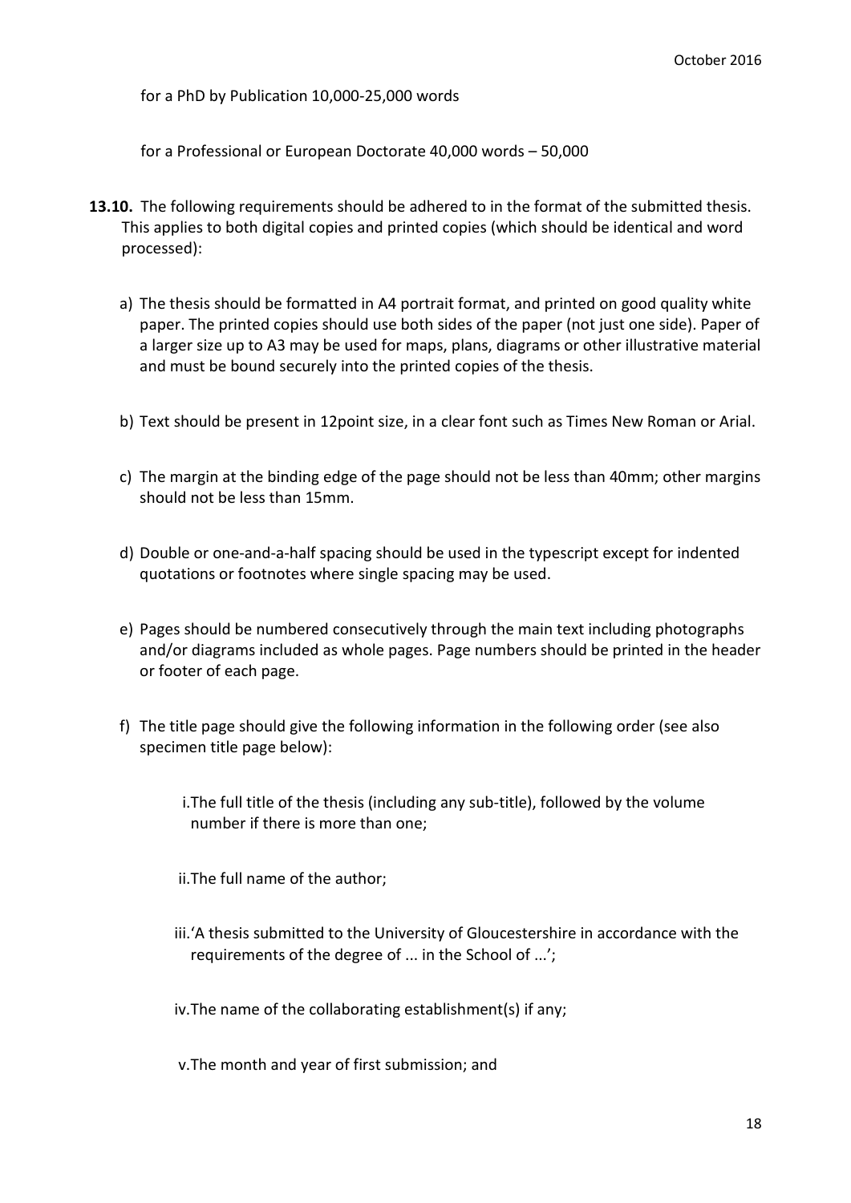for a PhD by Publication 10,000-25,000 words

for a Professional or European Doctorate 40,000 words – 50,000

**13.10.** The following requirements should be adhered to in the format of the submitted thesis. This applies to both digital copies and printed copies (which should be identical and word processed):

a) The thesis should be formatted in A4 portrait format, and printed on good quality white paper. The printed copies should use both sides of the paper (not just one side). Paper of a larger size up to A3 may be used for maps, plans, diagrams or other illustrative material and must be bound securely into the printed copies of the thesis.

b) Text should be present in 12point size, in a clear font such as Times New Roman or Arial.

c) The margin at the binding edge of the page should not be less than 40mm; other margins should not be less than 15mm.

d) Double or one-and-a-half spacing should be used in the typescript except for indented quotations or footnotes where single spacing may be used.

e) Pages should be numbered consecutively through the main text including photographs and/or diagrams included as whole pages. Page numbers should be printed in the header or footer of each page.

f) The title page should give the following information in the following order (see also specimen title page below):

   i. The full title of the thesis (including any sub-title), followed by the volume number if there is more than one;

   ii. The full name of the author;

   iii. 'A thesis submitted to the University of Gloucestershire in accordance with the requirements of the degree of ... in the School of ...';

   iv. The name of the collaborating establishment(s) if any;

   v. The month and year of first submission; and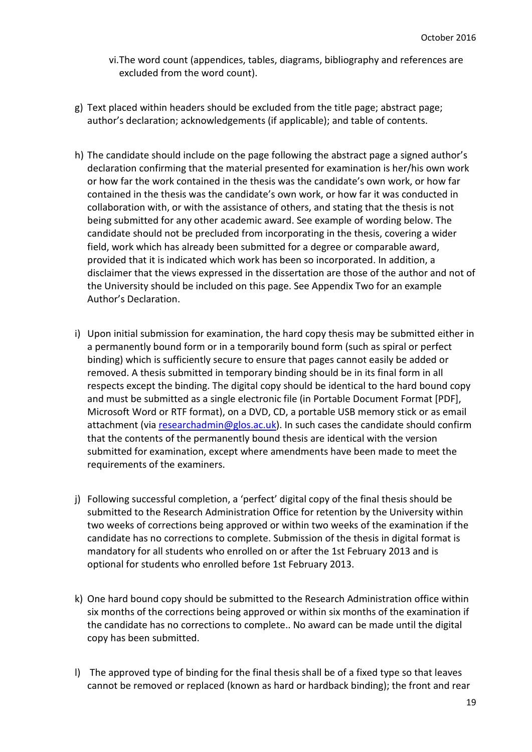vi. The word count (appendices, tables, diagrams, bibliography and references are excluded from the word count).

g) Text placed within headers should be excluded from the title page; abstract page; author's declaration; acknowledgements (if applicable); and table of contents.

h) The candidate should include on the page following the abstract page a signed author's declaration confirming that the material presented for examination is her/his own work or how far the work contained in the thesis was the candidate's own work, or how far contained in the thesis was the candidate's own work, or how far it was conducted in collaboration with, or with the assistance of others, and stating that the thesis is not being submitted for any other academic award. See example of wording below. The candidate should not be precluded from incorporating in the thesis, covering a wider field, work which has already been submitted for a degree or comparable award, provided that it is indicated which work has been so incorporated. In addition, a disclaimer that the views expressed in the dissertation are those of the author and not of the University should be included on this page. See Appendix Two for an example Author's Declaration.

i) Upon initial submission for examination, the hard copy thesis may be submitted either in a permanently bound form or in a temporarily bound form (such as spiral or perfect binding) which is sufficiently secure to ensure that pages cannot easily be added or removed. A thesis submitted in temporary binding should be in its final form in all respects except the binding. The digital copy should be identical to the hard bound copy and must be submitted as a single electronic file (in Portable Document Format [PDF], Microsoft Word or RTF format), on a DVD, CD, a portable USB memory stick or as email attachment (via researchadmin@glos.ac.uk). In such cases the candidate should confirm that the contents of the permanently bound thesis are identical with the version submitted for examination, except where amendments have been made to meet the requirements of the examiners.

j) Following successful completion, a 'perfect' digital copy of the final thesis should be submitted to the Research Administration Office for retention by the University within two weeks of corrections being approved or within two weeks of the examination if the candidate has no corrections to complete. Submission of the thesis in digital format is mandatory for all students who enrolled on or after the 1st February 2013 and is optional for students who enrolled before 1st February 2013.

k) One hard bound copy should be submitted to the Research Administration office within six months of the corrections being approved or within six months of the examination if the candidate has no corrections to complete.. No award can be made until the digital copy has been submitted.

l) The approved type of binding for the final thesis shall be of a fixed type so that leaves cannot be removed or replaced (known as hard or hardback binding); the front and rear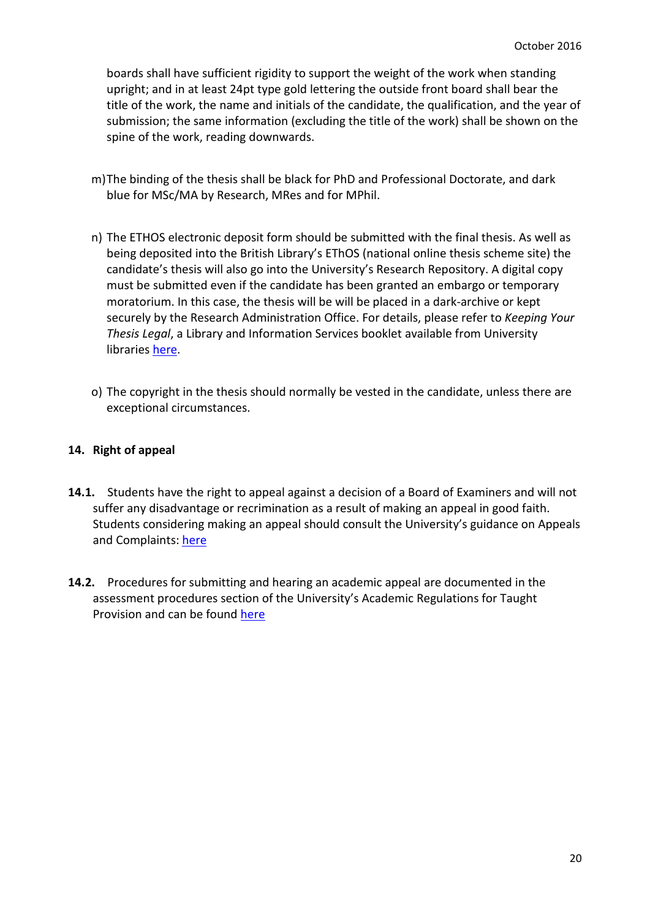boards shall have sufficient rigidity to support the weight of the work when standing upright; and in at least 24pt type gold lettering the outside front board shall bear the title of the work, the name and initials of the candidate, the qualification, and the year of submission; the same information (excluding the title of the work) shall be shown on the spine of the work, reading downwards.

m) The binding of the thesis shall be black for PhD and Professional Doctorate, and dark blue for MSc/MA by Research, MRes and for MPhil.

n) The ETHOS electronic deposit form should be submitted with the final thesis. As well as being deposited into the British Library's EThOS (national online thesis scheme site) the candidate's thesis will also go into the University's Research Repository. A digital copy must be submitted even if the candidate has been granted an embargo or temporary moratorium. In this case, the thesis will be will be placed in a dark-archive or kept securely by the Research Administration Office. For details, please refer to *Keeping Your Thesis Legal*, a Library and Information Services booklet available from University libraries here.

o) The copyright in the thesis should normally be vested in the candidate, unless there are exceptional circumstances.

## 14. Right of appeal

**14.1.** Students have the right to appeal against a decision of a Board of Examiners and will not suffer any disadvantage or recrimination as a result of making an appeal in good faith. Students considering making an appeal should consult the University's guidance on Appeals and Complaints: here

**14.2.** Procedures for submitting and hearing an academic appeal are documented in the assessment procedures section of the University's Academic Regulations for Taught Provision and can be found here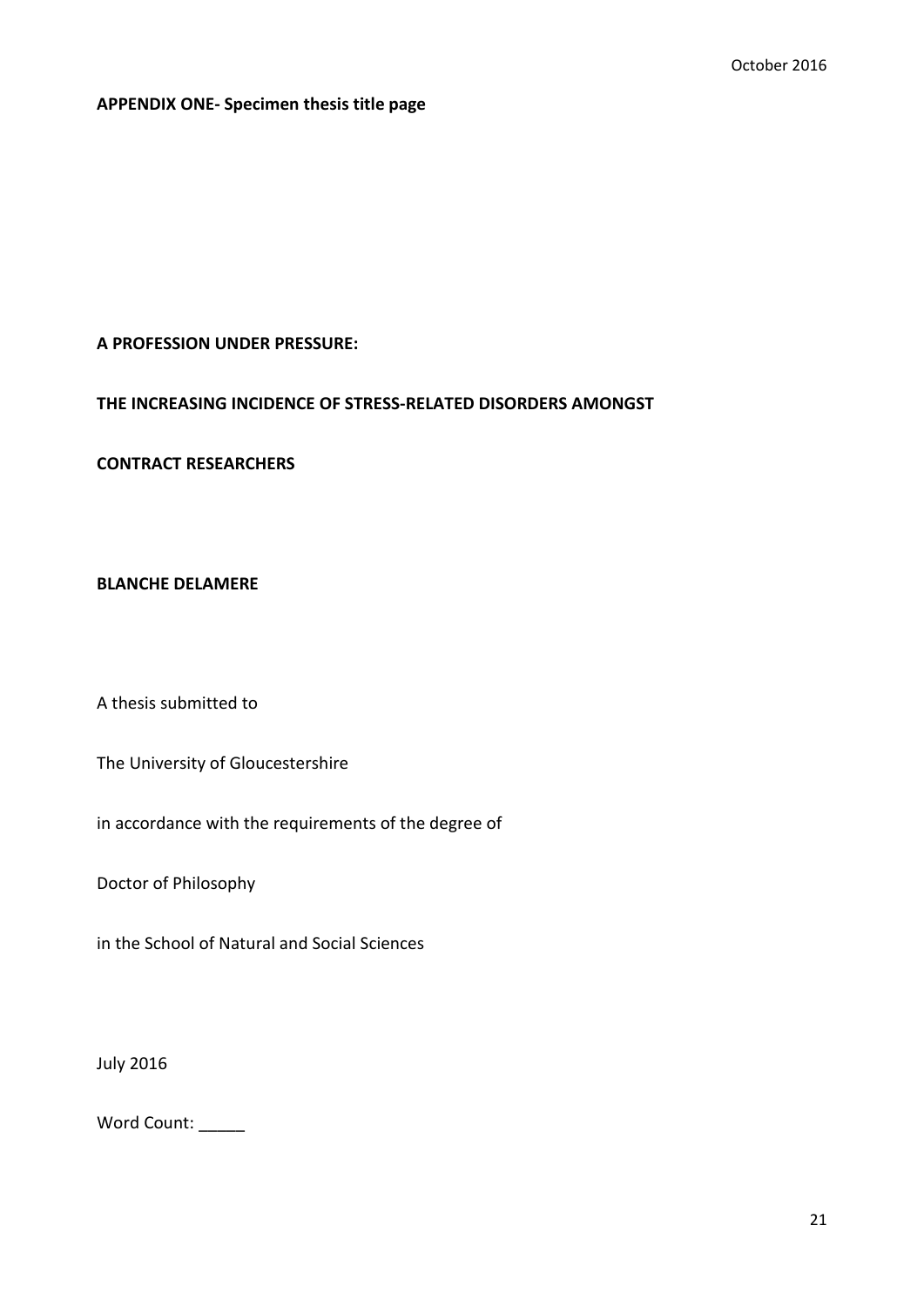**APPENDIX ONE- Specimen thesis title page**

**A PROFESSION UNDER PRESSURE:**

**THE INCREASING INCIDENCE OF STRESS-RELATED DISORDERS AMONGST**

**CONTRACT RESEARCHERS**

**BLANCHE DELAMERE**

A thesis submitted to

The University of Gloucestershire

in accordance with the requirements of the degree of

Doctor of Philosophy

in the School of Natural and Social Sciences

July 2016

Word Count: _____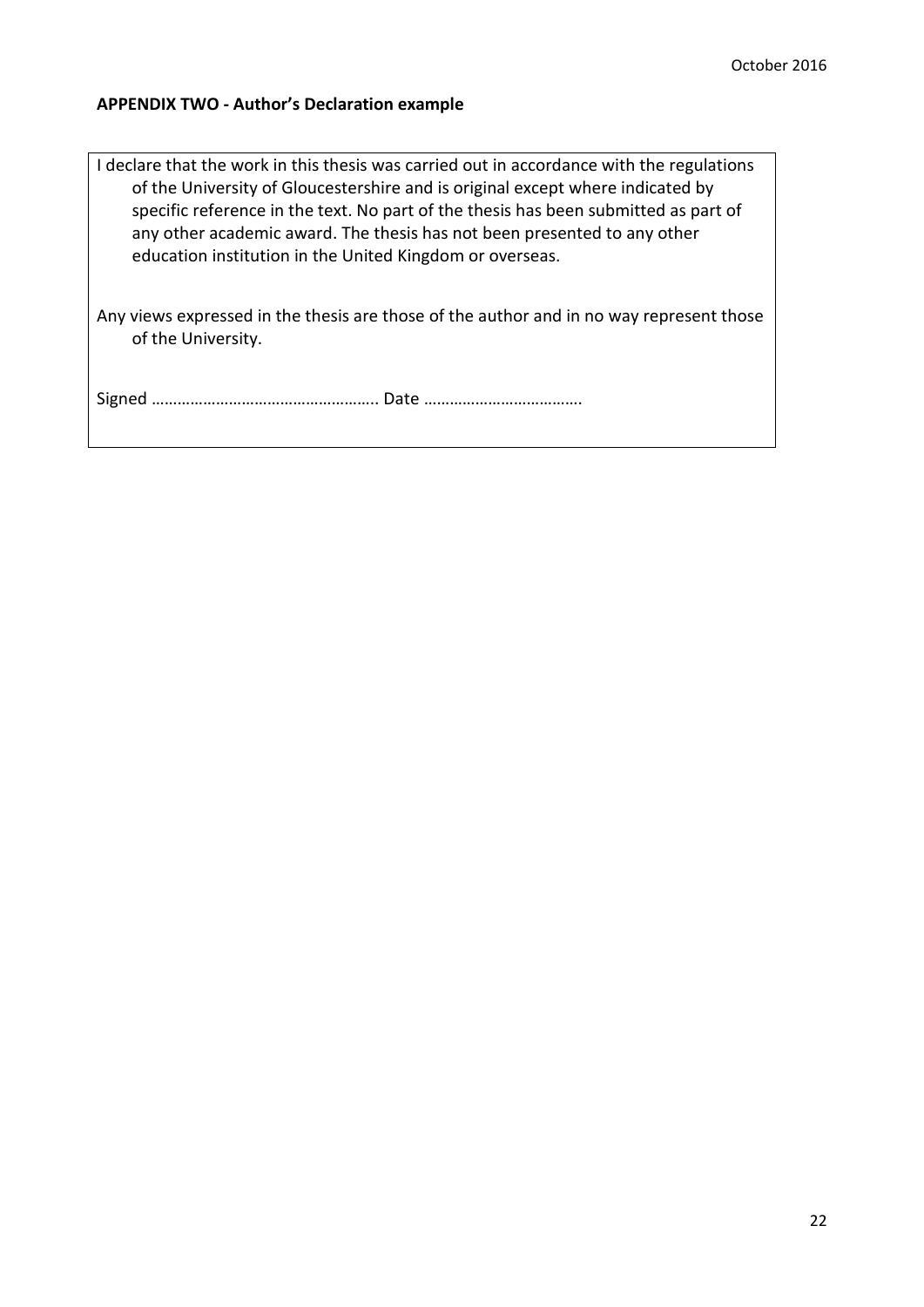**APPENDIX TWO - Author's Declaration example**

I declare that the work in this thesis was carried out in accordance with the regulations of the University of Gloucestershire and is original except where indicated by specific reference in the text. No part of the thesis has been submitted as part of any other academic award. The thesis has not been presented to any other education institution in the United Kingdom or overseas.

Any views expressed in the thesis are those of the author and in no way represent those of the University.

Signed ……………………………………………. Date ……………………………….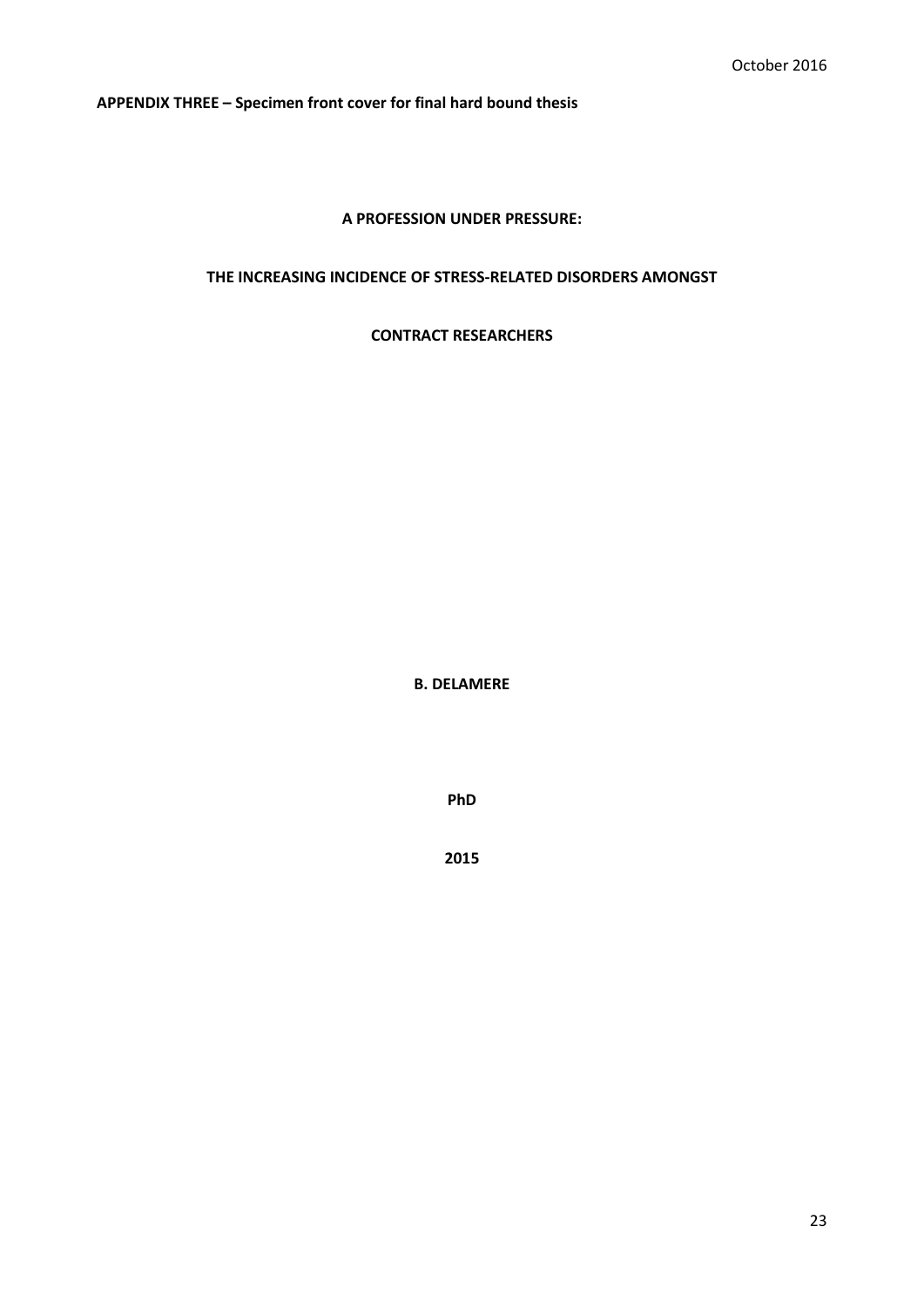**APPENDIX THREE – Specimen front cover for final hard bound thesis**

**A PROFESSION UNDER PRESSURE:**

**THE INCREASING INCIDENCE OF STRESS-RELATED DISORDERS AMONGST**

**CONTRACT RESEARCHERS**

**B. DELAMERE**

**PhD**

**2015**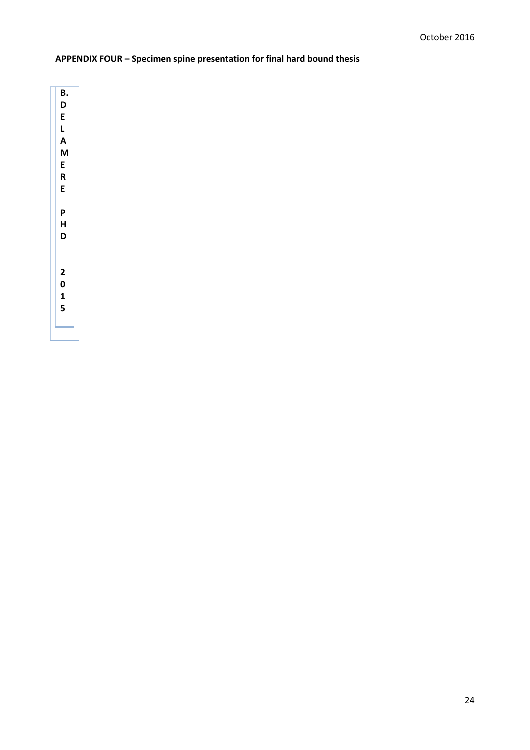**APPENDIX FOUR – Specimen spine presentation for final hard bound thesis**

B.
D
E
L
A
M
E
R
E

P
H
D

2
0
1
5